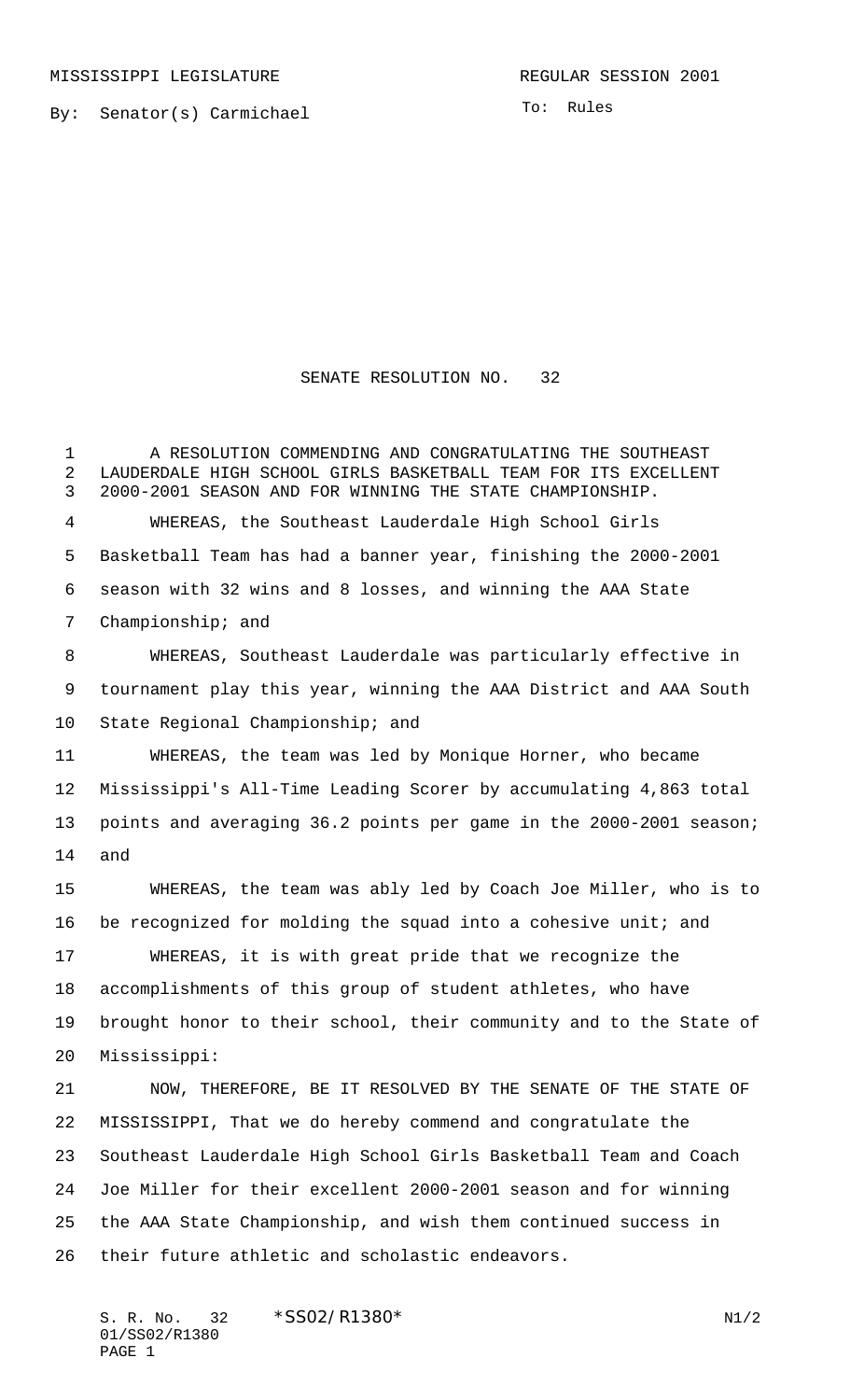MISSISSIPPI LEGISLATURE — REGULAR SESSION 2001

By: Senator(s) Carmichael

To: Rules

# SENATE RESOLUTION NO. 32

A RESOLUTION COMMENDING AND CONGRATULATING THE SOUTHEAST LAUDERDALE HIGH SCHOOL GIRLS BASKETBALL TEAM FOR ITS EXCELLENT 2000-2001 SEASON AND FOR WINNING THE STATE CHAMPIONSHIP.

WHEREAS, the Southeast Lauderdale High School Girls Basketball Team has had a banner year, finishing the 2000-2001 season with 32 wins and 8 losses, and winning the AAA State Championship; and

WHEREAS, Southeast Lauderdale was particularly effective in tournament play this year, winning the AAA District and AAA South State Regional Championship; and

WHEREAS, the team was led by Monique Horner, who became Mississippi's All-Time Leading Scorer by accumulating 4,863 total points and averaging 36.2 points per game in the 2000-2001 season; and

WHEREAS, the team was ably led by Coach Joe Miller, who is to be recognized for molding the squad into a cohesive unit; and

WHEREAS, it is with great pride that we recognize the accomplishments of this group of student athletes, who have brought honor to their school, their community and to the State of Mississippi:

NOW, THEREFORE, BE IT RESOLVED BY THE SENATE OF THE STATE OF MISSISSIPPI, That we do hereby commend and congratulate the Southeast Lauderdale High School Girls Basketball Team and Coach Joe Miller for their excellent 2000-2001 season and for winning the AAA State Championship, and wish them continued success in their future athletic and scholastic endeavors.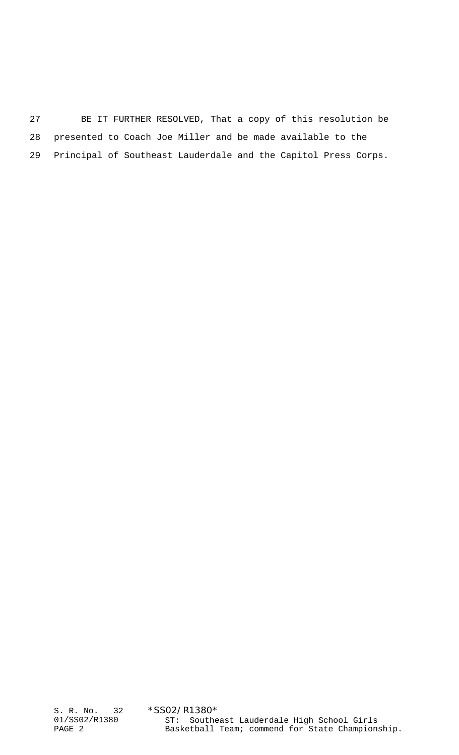BE IT FURTHER RESOLVED, That a copy of this resolution be presented to Coach Joe Miller and be made available to the Principal of Southeast Lauderdale and the Capitol Press Corps.